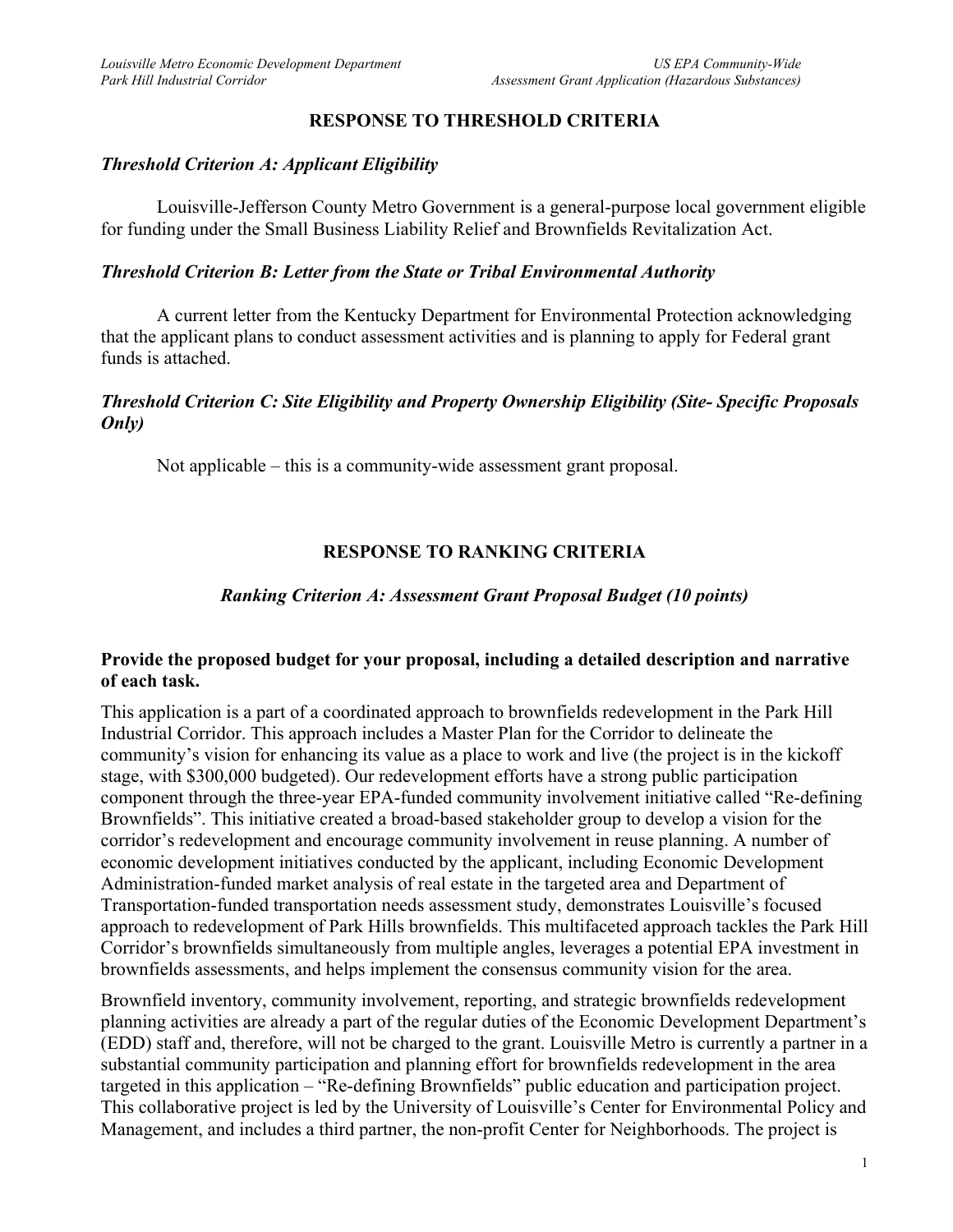## RESPONSE TO THRESHOLD CRITERIA

### *Threshold Criterion A: Applicant Eligibility*

Louisville-Jefferson County Metro Government is a general-purpose local government eligible for funding under the Small Business Liability Relief and Brownfields Revitalization Act.

### *Threshold Criterion B: Letter from the State or Tribal Environmental Authority*

A current letter from the Kentucky Department for Environmental Protection acknowledging that the applicant plans to conduct assessment activities and is planning to apply for Federal grant funds is attached.

### *Threshold Criterion C: Site Eligibility and Property Ownership Eligibility (Site- Specific Proposals Only)*

Not applicable – this is a community-wide assessment grant proposal.

## RESPONSE TO RANKING CRITERIA

### *Ranking Criterion A: Assessment Grant Proposal Budget (10 points)*

**Provide the proposed budget for your proposal, including a detailed description and narrative of each task.**

This application is a part of a coordinated approach to brownfields redevelopment in the Park Hill Industrial Corridor. This approach includes a Master Plan for the Corridor to delineate the community's vision for enhancing its value as a place to work and live (the project is in the kickoff stage, with $300,000 budgeted). Our redevelopment efforts have a strong public participation component through the three-year EPA-funded community involvement initiative called "Re-defining Brownfields". This initiative created a broad-based stakeholder group to develop a vision for the corridor's redevelopment and encourage community involvement in reuse planning. A number of economic development initiatives conducted by the applicant, including Economic Development Administration-funded market analysis of real estate in the targeted area and Department of Transportation-funded transportation needs assessment study, demonstrates Louisville's focused approach to redevelopment of Park Hills brownfields. This multifaceted approach tackles the Park Hill Corridor's brownfields simultaneously from multiple angles, leverages a potential EPA investment in brownfields assessments, and helps implement the consensus community vision for the area.

Brownfield inventory, community involvement, reporting, and strategic brownfields redevelopment planning activities are already a part of the regular duties of the Economic Development Department's (EDD) staff and, therefore, will not be charged to the grant. Louisville Metro is currently a partner in a substantial community participation and planning effort for brownfields redevelopment in the area targeted in this application – "Re-defining Brownfields" public education and participation project. This collaborative project is led by the University of Louisville's Center for Environmental Policy and Management, and includes a third partner, the non-profit Center for Neighborhoods. The project is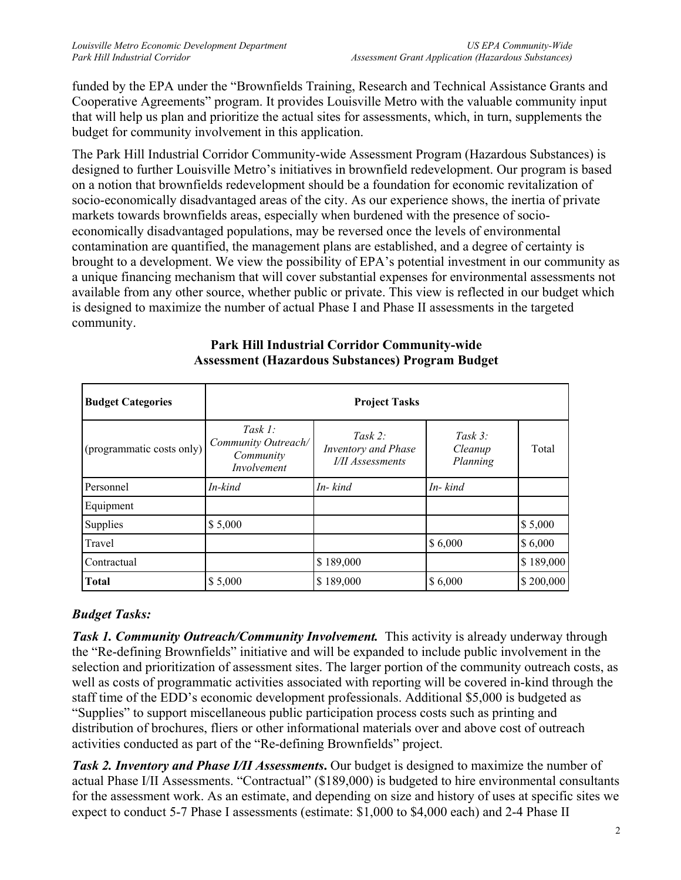funded by the EPA under the "Brownfields Training, Research and Technical Assistance Grants and Cooperative Agreements" program. It provides Louisville Metro with the valuable community input that will help us plan and prioritize the actual sites for assessments, which, in turn, supplements the budget for community involvement in this application.

The Park Hill Industrial Corridor Community-wide Assessment Program (Hazardous Substances) is designed to further Louisville Metro's initiatives in brownfield redevelopment. Our program is based on a notion that brownfields redevelopment should be a foundation for economic revitalization of socio-economically disadvantaged areas of the city. As our experience shows, the inertia of private markets towards brownfields areas, especially when burdened with the presence of socio-economically disadvantaged populations, may be reversed once the levels of environmental contamination are quantified, the management plans are established, and a degree of certainty is brought to a development. We view the possibility of EPA's potential investment in our community as a unique financing mechanism that will cover substantial expenses for environmental assessments not available from any other source, whether public or private. This view is reflected in our budget which is designed to maximize the number of actual Phase I and Phase II assessments in the targeted community.

**Park Hill Industrial Corridor Community-wide Assessment (Hazardous Substances) Program Budget**

| **Budget Categories** | **Project Tasks** | | | |
|---|---|---|---|---|
| (programmatic costs only) | *Task 1: Community Outreach/ Community Involvement* | *Task 2: Inventory and Phase I/II Assessments* | *Task 3: Cleanup Planning* | Total |
| Personnel | *In-kind* | *In- kind* | *In- kind* | |
| Equipment | | | | |
| Supplies | $ 5,000 | | | $ 5,000 |
| Travel | | | $ 6,000 | $ 6,000 |
| Contractual | | $ 189,000 | | $ 189,000 |
| **Total** | $ 5,000 | $ 189,000 | $ 6,000 | $ 200,000 |

### *Budget Tasks:*

***Task 1. Community Outreach/Community Involvement.*** This activity is already underway through the "Re-defining Brownfields" initiative and will be expanded to include public involvement in the selection and prioritization of assessment sites. The larger portion of the community outreach costs, as well as costs of programmatic activities associated with reporting will be covered in-kind through the staff time of the EDD's economic development professionals. Additional $5,000 is budgeted as "Supplies" to support miscellaneous public participation process costs such as printing and distribution of brochures, fliers or other informational materials over and above cost of outreach activities conducted as part of the "Re-defining Brownfields" project.

***Task 2. Inventory and Phase I/II Assessments*.** Our budget is designed to maximize the number of actual Phase I/II Assessments. "Contractual" ($189,000) is budgeted to hire environmental consultants for the assessment work. As an estimate, and depending on size and history of uses at specific sites we expect to conduct 5-7 Phase I assessments (estimate: $1,000 to $4,000 each) and 2-4 Phase II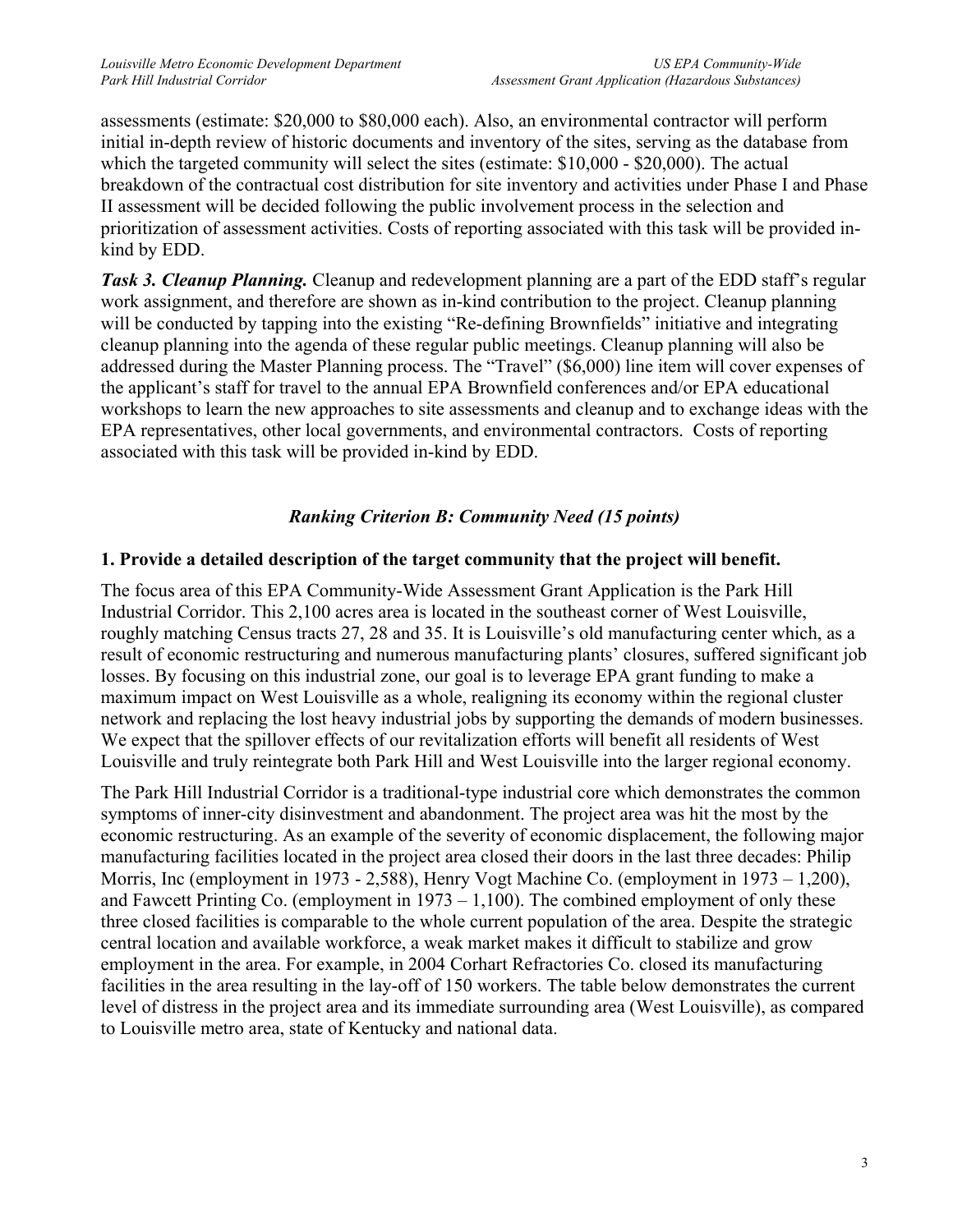assessments (estimate: $20,000 to $80,000 each). Also, an environmental contractor will perform initial in-depth review of historic documents and inventory of the sites, serving as the database from which the targeted community will select the sites (estimate: $10,000 - $20,000). The actual breakdown of the contractual cost distribution for site inventory and activities under Phase I and Phase II assessment will be decided following the public involvement process in the selection and prioritization of assessment activities. Costs of reporting associated with this task will be provided in-kind by EDD.

***Task 3. Cleanup Planning.*** Cleanup and redevelopment planning are a part of the EDD staff's regular work assignment, and therefore are shown as in-kind contribution to the project. Cleanup planning will be conducted by tapping into the existing "Re-defining Brownfields" initiative and integrating cleanup planning into the agenda of these regular public meetings. Cleanup planning will also be addressed during the Master Planning process. The "Travel" ($6,000) line item will cover expenses of the applicant's staff for travel to the annual EPA Brownfield conferences and/or EPA educational workshops to learn the new approaches to site assessments and cleanup and to exchange ideas with the EPA representatives, other local governments, and environmental contractors. Costs of reporting associated with this task will be provided in-kind by EDD.

## *Ranking Criterion B: Community Need (15 points)*

### 1. Provide a detailed description of the target community that the project will benefit.

The focus area of this EPA Community-Wide Assessment Grant Application is the Park Hill Industrial Corridor. This 2,100 acres area is located in the southeast corner of West Louisville, roughly matching Census tracts 27, 28 and 35. It is Louisville's old manufacturing center which, as a result of economic restructuring and numerous manufacturing plants' closures, suffered significant job losses. By focusing on this industrial zone, our goal is to leverage EPA grant funding to make a maximum impact on West Louisville as a whole, realigning its economy within the regional cluster network and replacing the lost heavy industrial jobs by supporting the demands of modern businesses. We expect that the spillover effects of our revitalization efforts will benefit all residents of West Louisville and truly reintegrate both Park Hill and West Louisville into the larger regional economy.

The Park Hill Industrial Corridor is a traditional-type industrial core which demonstrates the common symptoms of inner-city disinvestment and abandonment. The project area was hit the most by the economic restructuring. As an example of the severity of economic displacement, the following major manufacturing facilities located in the project area closed their doors in the last three decades: Philip Morris, Inc (employment in 1973 - 2,588), Henry Vogt Machine Co. (employment in 1973 – 1,200), and Fawcett Printing Co. (employment in 1973 – 1,100). The combined employment of only these three closed facilities is comparable to the whole current population of the area. Despite the strategic central location and available workforce, a weak market makes it difficult to stabilize and grow employment in the area. For example, in 2004 Corhart Refractories Co. closed its manufacturing facilities in the area resulting in the lay-off of 150 workers. The table below demonstrates the current level of distress in the project area and its immediate surrounding area (West Louisville), as compared to Louisville metro area, state of Kentucky and national data.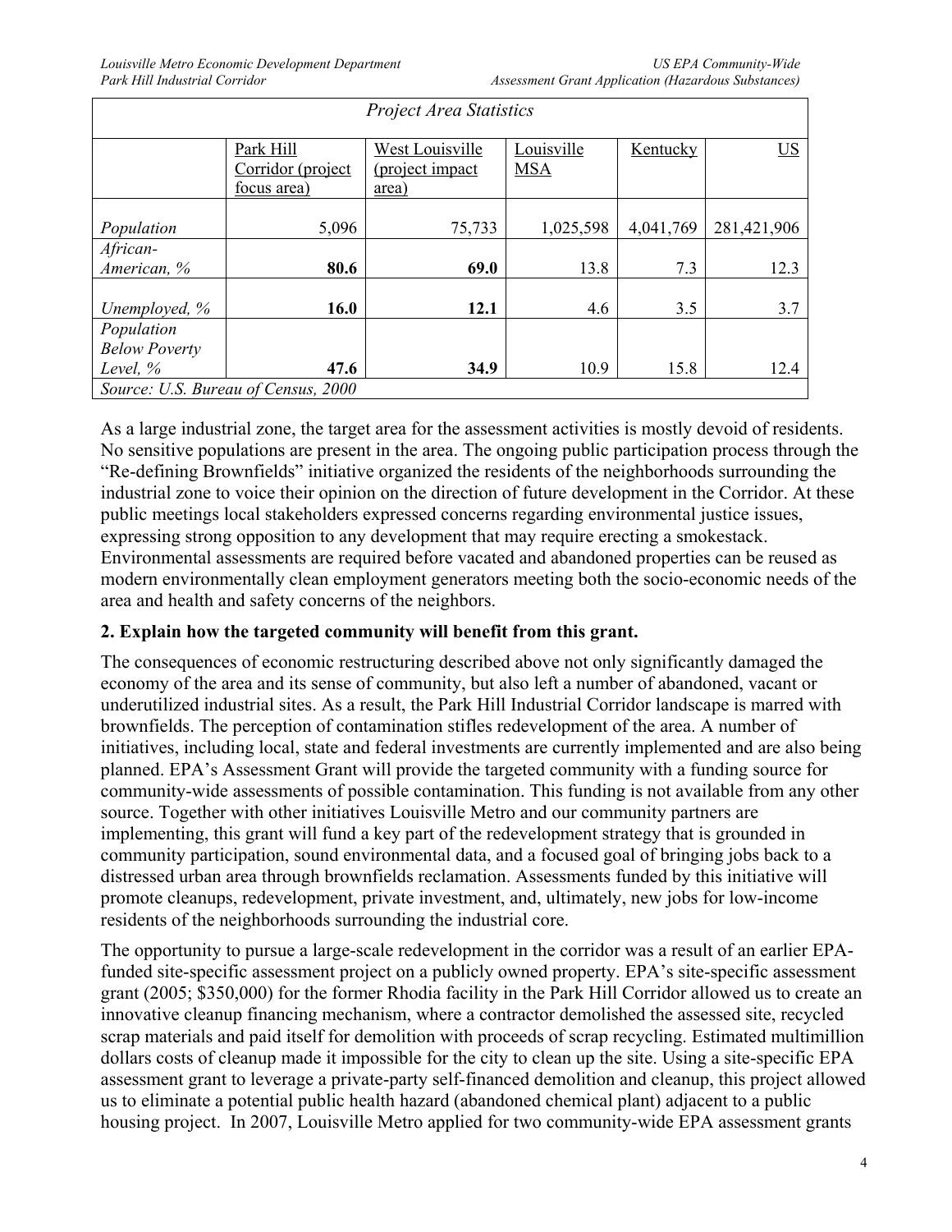| *Project Area Statistics* | | | | | |
|---|---|---|---|---|---|
| | Park Hill Corridor (project focus area) | West Louisville (project impact area) | Louisville MSA | Kentucky | US |
| *Population* | 5,096 | 75,733 | 1,025,598 | 4,041,769 | 281,421,906 |
| *African-American, %* | **80.6** | **69.0** | 13.8 | 7.3 | 12.3 |
| *Unemployed, %* | **16.0** | **12.1** | 4.6 | 3.5 | 3.7 |
| *Population Below Poverty Level, %* | **47.6** | **34.9** | 10.9 | 15.8 | 12.4 |
| *Source: U.S. Bureau of Census, 2000* | | | | | |

As a large industrial zone, the target area for the assessment activities is mostly devoid of residents. No sensitive populations are present in the area. The ongoing public participation process through the "Re-defining Brownfields" initiative organized the residents of the neighborhoods surrounding the industrial zone to voice their opinion on the direction of future development in the Corridor. At these public meetings local stakeholders expressed concerns regarding environmental justice issues, expressing strong opposition to any development that may require erecting a smokestack. Environmental assessments are required before vacated and abandoned properties can be reused as modern environmentally clean employment generators meeting both the socio-economic needs of the area and health and safety concerns of the neighbors.

### 2. Explain how the targeted community will benefit from this grant.

The consequences of economic restructuring described above not only significantly damaged the economy of the area and its sense of community, but also left a number of abandoned, vacant or underutilized industrial sites. As a result, the Park Hill Industrial Corridor landscape is marred with brownfields. The perception of contamination stifles redevelopment of the area. A number of initiatives, including local, state and federal investments are currently implemented and are also being planned. EPA's Assessment Grant will provide the targeted community with a funding source for community-wide assessments of possible contamination. This funding is not available from any other source. Together with other initiatives Louisville Metro and our community partners are implementing, this grant will fund a key part of the redevelopment strategy that is grounded in community participation, sound environmental data, and a focused goal of bringing jobs back to a distressed urban area through brownfields reclamation. Assessments funded by this initiative will promote cleanups, redevelopment, private investment, and, ultimately, new jobs for low-income residents of the neighborhoods surrounding the industrial core.

The opportunity to pursue a large-scale redevelopment in the corridor was a result of an earlier EPA-funded site-specific assessment project on a publicly owned property. EPA's site-specific assessment grant (2005; $350,000) for the former Rhodia facility in the Park Hill Corridor allowed us to create an innovative cleanup financing mechanism, where a contractor demolished the assessed site, recycled scrap materials and paid itself for demolition with proceeds of scrap recycling. Estimated multimillion dollars costs of cleanup made it impossible for the city to clean up the site. Using a site-specific EPA assessment grant to leverage a private-party self-financed demolition and cleanup, this project allowed us to eliminate a potential public health hazard (abandoned chemical plant) adjacent to a public housing project. In 2007, Louisville Metro applied for two community-wide EPA assessment grants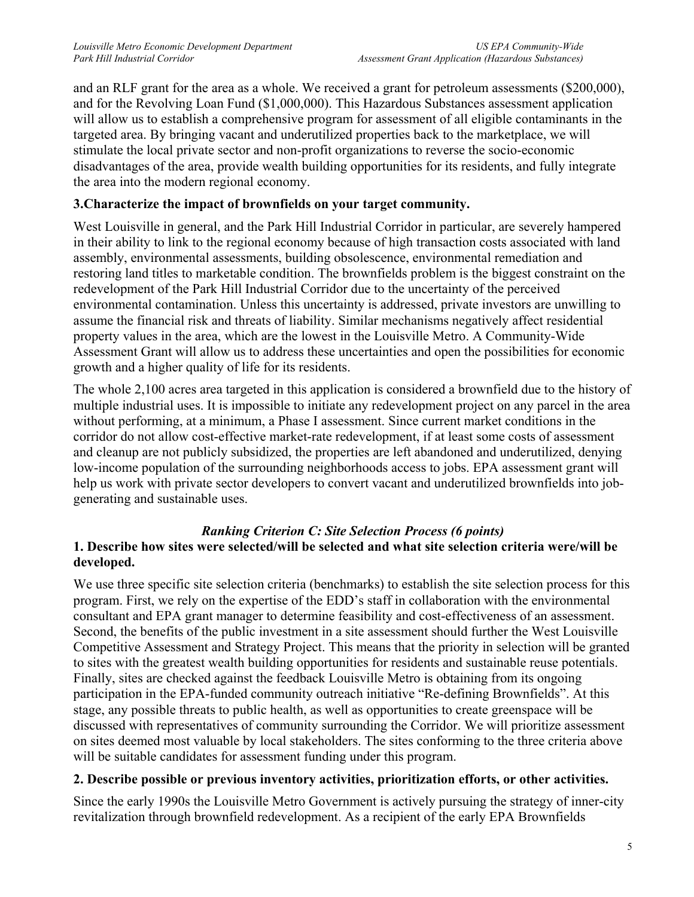and an RLF grant for the area as a whole. We received a grant for petroleum assessments ($200,000), and for the Revolving Loan Fund ($1,000,000). This Hazardous Substances assessment application will allow us to establish a comprehensive program for assessment of all eligible contaminants in the targeted area. By bringing vacant and underutilized properties back to the marketplace, we will stimulate the local private sector and non-profit organizations to reverse the socio-economic disadvantages of the area, provide wealth building opportunities for its residents, and fully integrate the area into the modern regional economy.

**3.Characterize the impact of brownfields on your target community.**

West Louisville in general, and the Park Hill Industrial Corridor in particular, are severely hampered in their ability to link to the regional economy because of high transaction costs associated with land assembly, environmental assessments, building obsolescence, environmental remediation and restoring land titles to marketable condition. The brownfields problem is the biggest constraint on the redevelopment of the Park Hill Industrial Corridor due to the uncertainty of the perceived environmental contamination. Unless this uncertainty is addressed, private investors are unwilling to assume the financial risk and threats of liability. Similar mechanisms negatively affect residential property values in the area, which are the lowest in the Louisville Metro. A Community-Wide Assessment Grant will allow us to address these uncertainties and open the possibilities for economic growth and a higher quality of life for its residents.

The whole 2,100 acres area targeted in this application is considered a brownfield due to the history of multiple industrial uses. It is impossible to initiate any redevelopment project on any parcel in the area without performing, at a minimum, a Phase I assessment. Since current market conditions in the corridor do not allow cost-effective market-rate redevelopment, if at least some costs of assessment and cleanup are not publicly subsidized, the properties are left abandoned and underutilized, denying low-income population of the surrounding neighborhoods access to jobs. EPA assessment grant will help us work with private sector developers to convert vacant and underutilized brownfields into job-generating and sustainable uses.

### *Ranking Criterion C: Site Selection Process (6 points)*

**1. Describe how sites were selected/will be selected and what site selection criteria were/will be developed.**

We use three specific site selection criteria (benchmarks) to establish the site selection process for this program. First, we rely on the expertise of the EDD's staff in collaboration with the environmental consultant and EPA grant manager to determine feasibility and cost-effectiveness of an assessment. Second, the benefits of the public investment in a site assessment should further the West Louisville Competitive Assessment and Strategy Project. This means that the priority in selection will be granted to sites with the greatest wealth building opportunities for residents and sustainable reuse potentials. Finally, sites are checked against the feedback Louisville Metro is obtaining from its ongoing participation in the EPA-funded community outreach initiative "Re-defining Brownfields". At this stage, any possible threats to public health, as well as opportunities to create greenspace will be discussed with representatives of community surrounding the Corridor. We will prioritize assessment on sites deemed most valuable by local stakeholders. The sites conforming to the three criteria above will be suitable candidates for assessment funding under this program.

**2. Describe possible or previous inventory activities, prioritization efforts, or other activities.**

Since the early 1990s the Louisville Metro Government is actively pursuing the strategy of inner-city revitalization through brownfield redevelopment. As a recipient of the early EPA Brownfields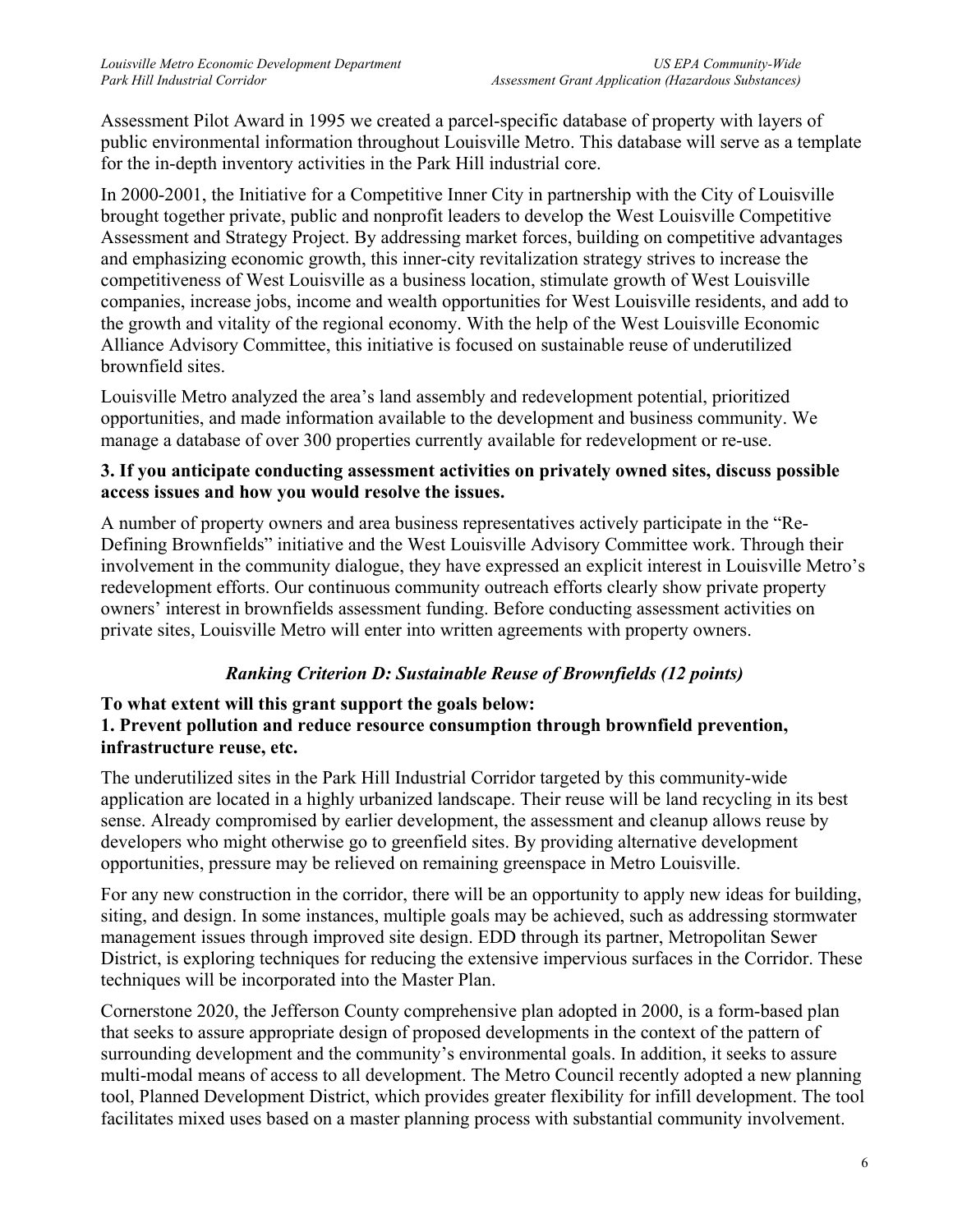Assessment Pilot Award in 1995 we created a parcel-specific database of property with layers of public environmental information throughout Louisville Metro. This database will serve as a template for the in-depth inventory activities in the Park Hill industrial core.

In 2000-2001, the Initiative for a Competitive Inner City in partnership with the City of Louisville brought together private, public and nonprofit leaders to develop the West Louisville Competitive Assessment and Strategy Project. By addressing market forces, building on competitive advantages and emphasizing economic growth, this inner-city revitalization strategy strives to increase the competitiveness of West Louisville as a business location, stimulate growth of West Louisville companies, increase jobs, income and wealth opportunities for West Louisville residents, and add to the growth and vitality of the regional economy. With the help of the West Louisville Economic Alliance Advisory Committee, this initiative is focused on sustainable reuse of underutilized brownfield sites.

Louisville Metro analyzed the area's land assembly and redevelopment potential, prioritized opportunities, and made information available to the development and business community. We manage a database of over 300 properties currently available for redevelopment or re-use.

**3. If you anticipate conducting assessment activities on privately owned sites, discuss possible access issues and how you would resolve the issues.**

A number of property owners and area business representatives actively participate in the "Re-Defining Brownfields" initiative and the West Louisville Advisory Committee work. Through their involvement in the community dialogue, they have expressed an explicit interest in Louisville Metro's redevelopment efforts. Our continuous community outreach efforts clearly show private property owners' interest in brownfields assessment funding. Before conducting assessment activities on private sites, Louisville Metro will enter into written agreements with property owners.

### *Ranking Criterion D: Sustainable Reuse of Brownfields (12 points)*

**To what extent will this grant support the goals below:**
**1. Prevent pollution and reduce resource consumption through brownfield prevention, infrastructure reuse, etc.**

The underutilized sites in the Park Hill Industrial Corridor targeted by this community-wide application are located in a highly urbanized landscape. Their reuse will be land recycling in its best sense. Already compromised by earlier development, the assessment and cleanup allows reuse by developers who might otherwise go to greenfield sites. By providing alternative development opportunities, pressure may be relieved on remaining greenspace in Metro Louisville.

For any new construction in the corridor, there will be an opportunity to apply new ideas for building, siting, and design. In some instances, multiple goals may be achieved, such as addressing stormwater management issues through improved site design. EDD through its partner, Metropolitan Sewer District, is exploring techniques for reducing the extensive impervious surfaces in the Corridor. These techniques will be incorporated into the Master Plan.

Cornerstone 2020, the Jefferson County comprehensive plan adopted in 2000, is a form-based plan that seeks to assure appropriate design of proposed developments in the context of the pattern of surrounding development and the community's environmental goals. In addition, it seeks to assure multi-modal means of access to all development. The Metro Council recently adopted a new planning tool, Planned Development District, which provides greater flexibility for infill development. The tool facilitates mixed uses based on a master planning process with substantial community involvement.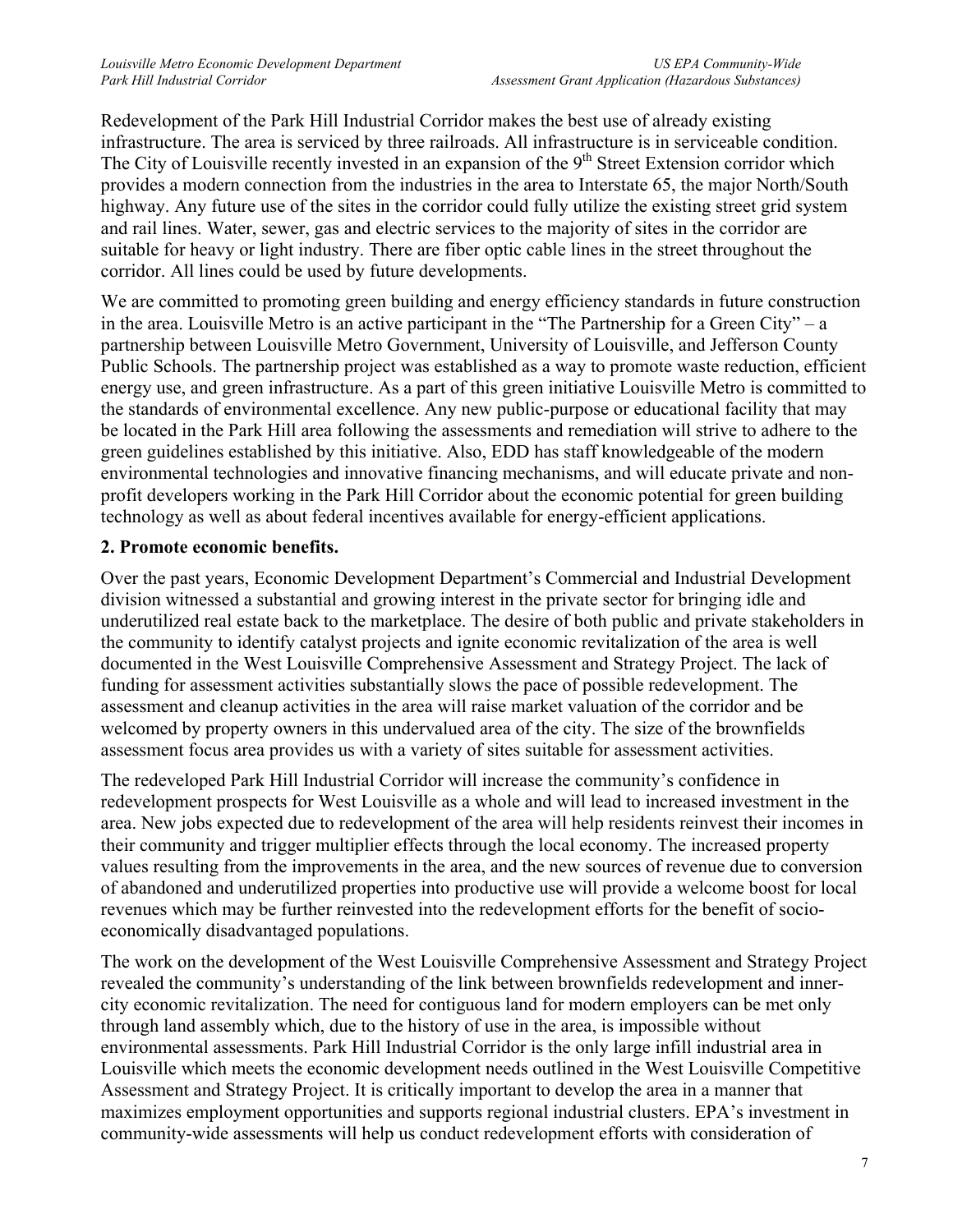Redevelopment of the Park Hill Industrial Corridor makes the best use of already existing infrastructure. The area is serviced by three railroads. All infrastructure is in serviceable condition. The City of Louisville recently invested in an expansion of the 9$^{th}$ Street Extension corridor which provides a modern connection from the industries in the area to Interstate 65, the major North/South highway. Any future use of the sites in the corridor could fully utilize the existing street grid system and rail lines. Water, sewer, gas and electric services to the majority of sites in the corridor are suitable for heavy or light industry. There are fiber optic cable lines in the street throughout the corridor. All lines could be used by future developments.

We are committed to promoting green building and energy efficiency standards in future construction in the area. Louisville Metro is an active participant in the "The Partnership for a Green City" – a partnership between Louisville Metro Government, University of Louisville, and Jefferson County Public Schools. The partnership project was established as a way to promote waste reduction, efficient energy use, and green infrastructure. As a part of this green initiative Louisville Metro is committed to the standards of environmental excellence. Any new public-purpose or educational facility that may be located in the Park Hill area following the assessments and remediation will strive to adhere to the green guidelines established by this initiative. Also, EDD has staff knowledgeable of the modern environmental technologies and innovative financing mechanisms, and will educate private and non-profit developers working in the Park Hill Corridor about the economic potential for green building technology as well as about federal incentives available for energy-efficient applications.

**2. Promote economic benefits.**

Over the past years, Economic Development Department's Commercial and Industrial Development division witnessed a substantial and growing interest in the private sector for bringing idle and underutilized real estate back to the marketplace. The desire of both public and private stakeholders in the community to identify catalyst projects and ignite economic revitalization of the area is well documented in the West Louisville Comprehensive Assessment and Strategy Project. The lack of funding for assessment activities substantially slows the pace of possible redevelopment. The assessment and cleanup activities in the area will raise market valuation of the corridor and be welcomed by property owners in this undervalued area of the city. The size of the brownfields assessment focus area provides us with a variety of sites suitable for assessment activities.

The redeveloped Park Hill Industrial Corridor will increase the community's confidence in redevelopment prospects for West Louisville as a whole and will lead to increased investment in the area. New jobs expected due to redevelopment of the area will help residents reinvest their incomes in their community and trigger multiplier effects through the local economy. The increased property values resulting from the improvements in the area, and the new sources of revenue due to conversion of abandoned and underutilized properties into productive use will provide a welcome boost for local revenues which may be further reinvested into the redevelopment efforts for the benefit of socio-economically disadvantaged populations.

The work on the development of the West Louisville Comprehensive Assessment and Strategy Project revealed the community's understanding of the link between brownfields redevelopment and inner-city economic revitalization. The need for contiguous land for modern employers can be met only through land assembly which, due to the history of use in the area, is impossible without environmental assessments. Park Hill Industrial Corridor is the only large infill industrial area in Louisville which meets the economic development needs outlined in the West Louisville Competitive Assessment and Strategy Project. It is critically important to develop the area in a manner that maximizes employment opportunities and supports regional industrial clusters. EPA's investment in community-wide assessments will help us conduct redevelopment efforts with consideration of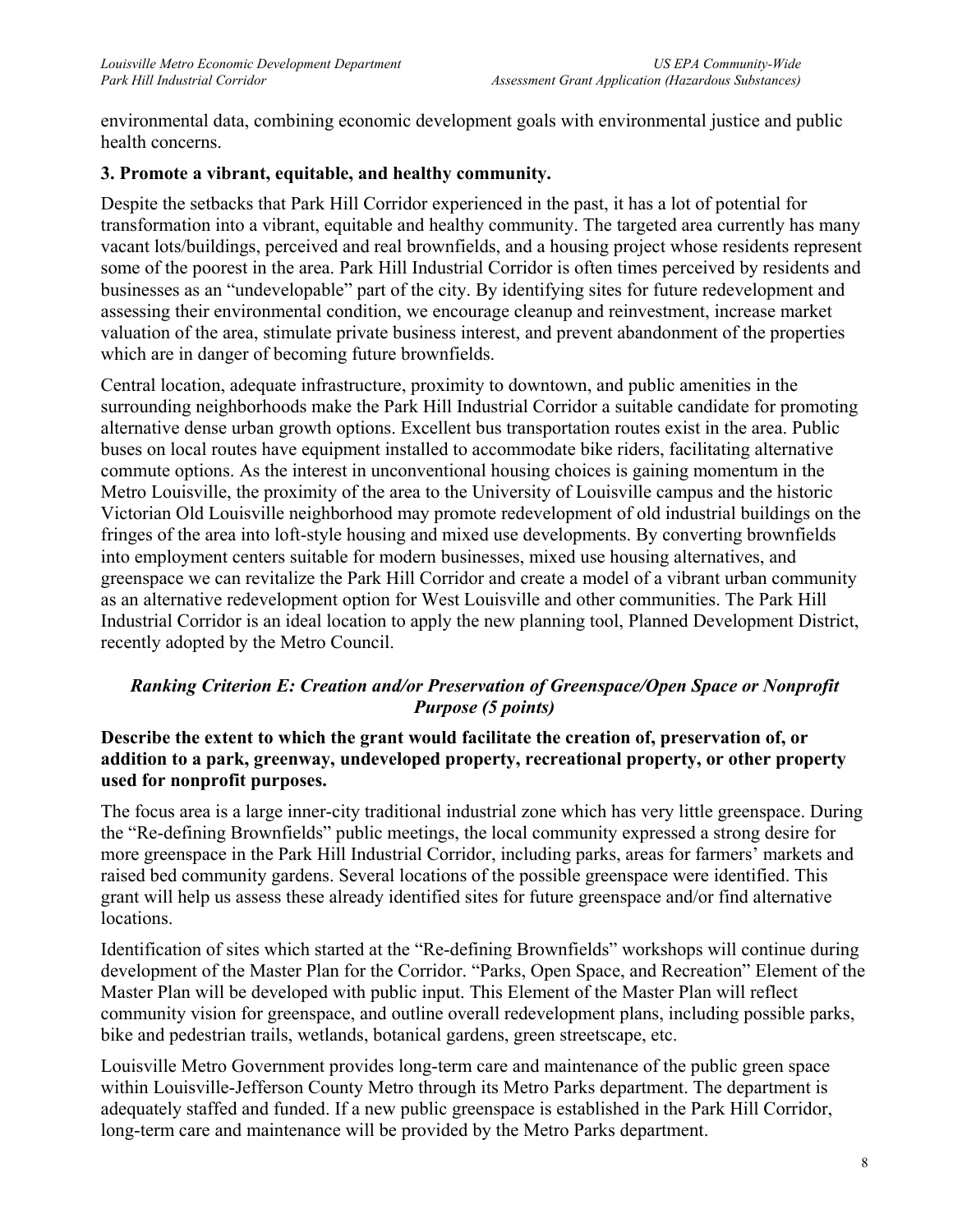environmental data, combining economic development goals with environmental justice and public health concerns.

**3. Promote a vibrant, equitable, and healthy community.**

Despite the setbacks that Park Hill Corridor experienced in the past, it has a lot of potential for transformation into a vibrant, equitable and healthy community. The targeted area currently has many vacant lots/buildings, perceived and real brownfields, and a housing project whose residents represent some of the poorest in the area. Park Hill Industrial Corridor is often times perceived by residents and businesses as an "undevelopable" part of the city. By identifying sites for future redevelopment and assessing their environmental condition, we encourage cleanup and reinvestment, increase market valuation of the area, stimulate private business interest, and prevent abandonment of the properties which are in danger of becoming future brownfields.

Central location, adequate infrastructure, proximity to downtown, and public amenities in the surrounding neighborhoods make the Park Hill Industrial Corridor a suitable candidate for promoting alternative dense urban growth options. Excellent bus transportation routes exist in the area. Public buses on local routes have equipment installed to accommodate bike riders, facilitating alternative commute options. As the interest in unconventional housing choices is gaining momentum in the Metro Louisville, the proximity of the area to the University of Louisville campus and the historic Victorian Old Louisville neighborhood may promote redevelopment of old industrial buildings on the fringes of the area into loft-style housing and mixed use developments. By converting brownfields into employment centers suitable for modern businesses, mixed use housing alternatives, and greenspace we can revitalize the Park Hill Corridor and create a model of a vibrant urban community as an alternative redevelopment option for West Louisville and other communities. The Park Hill Industrial Corridor is an ideal location to apply the new planning tool, Planned Development District, recently adopted by the Metro Council.

### *Ranking Criterion E: Creation and/or Preservation of Greenspace/Open Space or Nonprofit Purpose (5 points)*

**Describe the extent to which the grant would facilitate the creation of, preservation of, or addition to a park, greenway, undeveloped property, recreational property, or other property used for nonprofit purposes.**

The focus area is a large inner-city traditional industrial zone which has very little greenspace. During the "Re-defining Brownfields" public meetings, the local community expressed a strong desire for more greenspace in the Park Hill Industrial Corridor, including parks, areas for farmers' markets and raised bed community gardens. Several locations of the possible greenspace were identified. This grant will help us assess these already identified sites for future greenspace and/or find alternative locations.

Identification of sites which started at the "Re-defining Brownfields" workshops will continue during development of the Master Plan for the Corridor. "Parks, Open Space, and Recreation" Element of the Master Plan will be developed with public input. This Element of the Master Plan will reflect community vision for greenspace, and outline overall redevelopment plans, including possible parks, bike and pedestrian trails, wetlands, botanical gardens, green streetscape, etc.

Louisville Metro Government provides long-term care and maintenance of the public green space within Louisville-Jefferson County Metro through its Metro Parks department. The department is adequately staffed and funded. If a new public greenspace is established in the Park Hill Corridor, long-term care and maintenance will be provided by the Metro Parks department.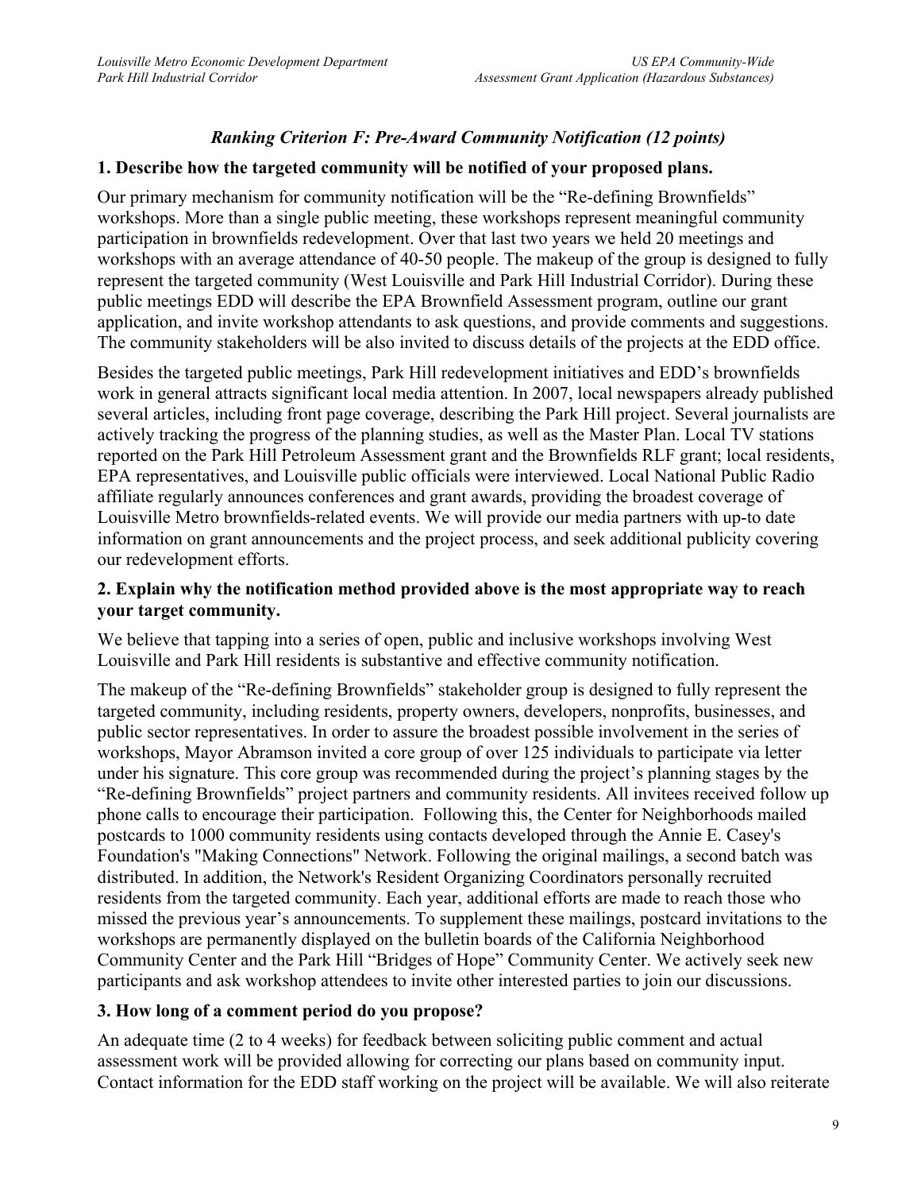### *Ranking Criterion F: Pre-Award Community Notification (12 points)*

**1. Describe how the targeted community will be notified of your proposed plans.**

Our primary mechanism for community notification will be the "Re-defining Brownfields" workshops. More than a single public meeting, these workshops represent meaningful community participation in brownfields redevelopment. Over that last two years we held 20 meetings and workshops with an average attendance of 40-50 people. The makeup of the group is designed to fully represent the targeted community (West Louisville and Park Hill Industrial Corridor). During these public meetings EDD will describe the EPA Brownfield Assessment program, outline our grant application, and invite workshop attendants to ask questions, and provide comments and suggestions. The community stakeholders will be also invited to discuss details of the projects at the EDD office.

Besides the targeted public meetings, Park Hill redevelopment initiatives and EDD's brownfields work in general attracts significant local media attention. In 2007, local newspapers already published several articles, including front page coverage, describing the Park Hill project. Several journalists are actively tracking the progress of the planning studies, as well as the Master Plan. Local TV stations reported on the Park Hill Petroleum Assessment grant and the Brownfields RLF grant; local residents, EPA representatives, and Louisville public officials were interviewed. Local National Public Radio affiliate regularly announces conferences and grant awards, providing the broadest coverage of Louisville Metro brownfields-related events. We will provide our media partners with up-to date information on grant announcements and the project process, and seek additional publicity covering our redevelopment efforts.

**2. Explain why the notification method provided above is the most appropriate way to reach your target community.**

We believe that tapping into a series of open, public and inclusive workshops involving West Louisville and Park Hill residents is substantive and effective community notification.

The makeup of the "Re-defining Brownfields" stakeholder group is designed to fully represent the targeted community, including residents, property owners, developers, nonprofits, businesses, and public sector representatives. In order to assure the broadest possible involvement in the series of workshops, Mayor Abramson invited a core group of over 125 individuals to participate via letter under his signature. This core group was recommended during the project's planning stages by the "Re-defining Brownfields" project partners and community residents. All invitees received follow up phone calls to encourage their participation. Following this, the Center for Neighborhoods mailed postcards to 1000 community residents using contacts developed through the Annie E. Casey's Foundation's "Making Connections" Network. Following the original mailings, a second batch was distributed. In addition, the Network's Resident Organizing Coordinators personally recruited residents from the targeted community. Each year, additional efforts are made to reach those who missed the previous year's announcements. To supplement these mailings, postcard invitations to the workshops are permanently displayed on the bulletin boards of the California Neighborhood Community Center and the Park Hill "Bridges of Hope" Community Center. We actively seek new participants and ask workshop attendees to invite other interested parties to join our discussions.

**3. How long of a comment period do you propose?**

An adequate time (2 to 4 weeks) for feedback between soliciting public comment and actual assessment work will be provided allowing for correcting our plans based on community input. Contact information for the EDD staff working on the project will be available. We will also reiterate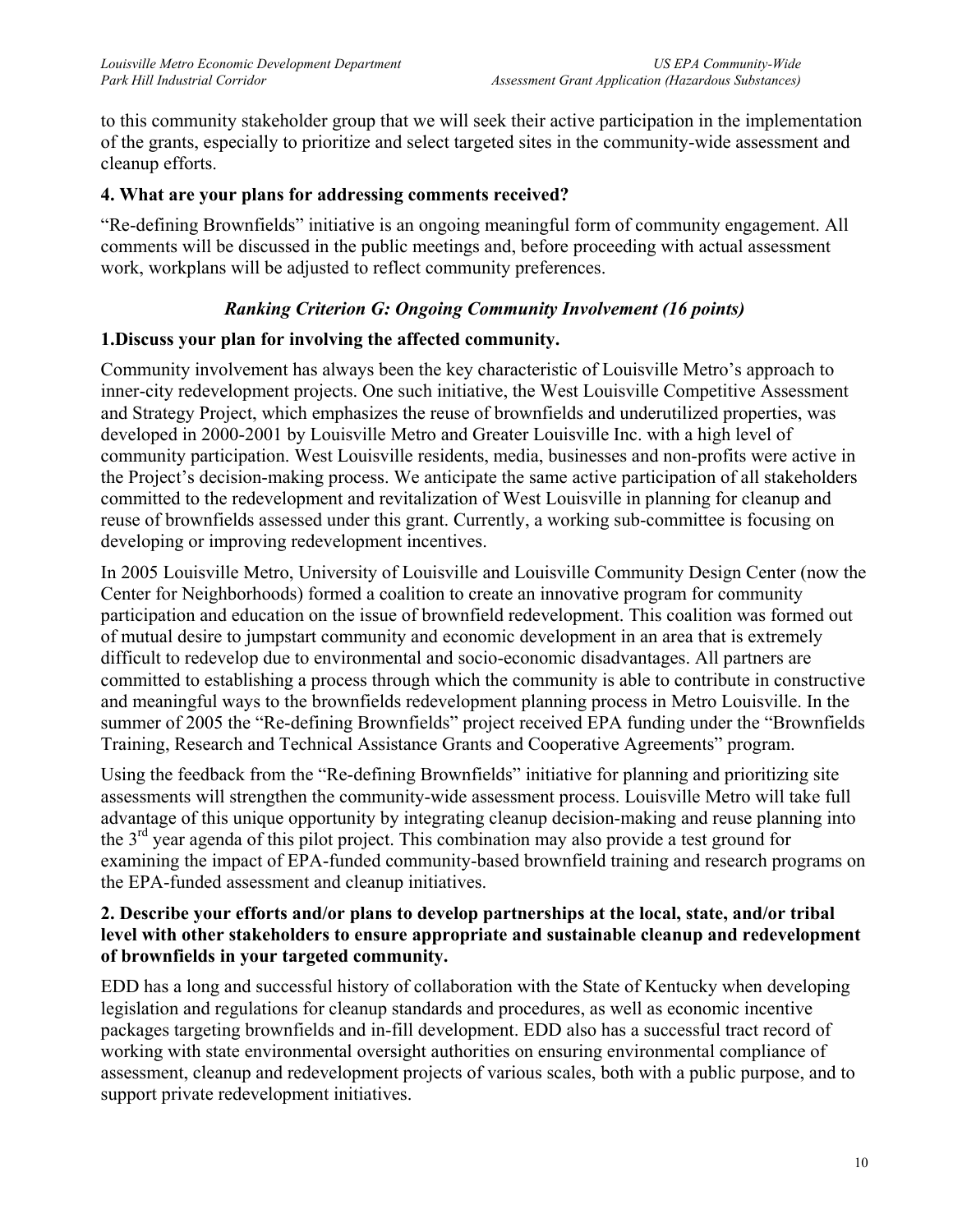to this community stakeholder group that we will seek their active participation in the implementation of the grants, especially to prioritize and select targeted sites in the community-wide assessment and cleanup efforts.

**4. What are your plans for addressing comments received?**

"Re-defining Brownfields" initiative is an ongoing meaningful form of community engagement. All comments will be discussed in the public meetings and, before proceeding with actual assessment work, workplans will be adjusted to reflect community preferences.

### *Ranking Criterion G: Ongoing Community Involvement (16 points)*

**1.Discuss your plan for involving the affected community.**

Community involvement has always been the key characteristic of Louisville Metro's approach to inner-city redevelopment projects. One such initiative, the West Louisville Competitive Assessment and Strategy Project, which emphasizes the reuse of brownfields and underutilized properties, was developed in 2000-2001 by Louisville Metro and Greater Louisville Inc. with a high level of community participation. West Louisville residents, media, businesses and non-profits were active in the Project's decision-making process. We anticipate the same active participation of all stakeholders committed to the redevelopment and revitalization of West Louisville in planning for cleanup and reuse of brownfields assessed under this grant. Currently, a working sub-committee is focusing on developing or improving redevelopment incentives.

In 2005 Louisville Metro, University of Louisville and Louisville Community Design Center (now the Center for Neighborhoods) formed a coalition to create an innovative program for community participation and education on the issue of brownfield redevelopment. This coalition was formed out of mutual desire to jumpstart community and economic development in an area that is extremely difficult to redevelop due to environmental and socio-economic disadvantages. All partners are committed to establishing a process through which the community is able to contribute in constructive and meaningful ways to the brownfields redevelopment planning process in Metro Louisville. In the summer of 2005 the "Re-defining Brownfields" project received EPA funding under the "Brownfields Training, Research and Technical Assistance Grants and Cooperative Agreements" program.

Using the feedback from the "Re-defining Brownfields" initiative for planning and prioritizing site assessments will strengthen the community-wide assessment process. Louisville Metro will take full advantage of this unique opportunity by integrating cleanup decision-making and reuse planning into the 3rd year agenda of this pilot project. This combination may also provide a test ground for examining the impact of EPA-funded community-based brownfield training and research programs on the EPA-funded assessment and cleanup initiatives.

**2. Describe your efforts and/or plans to develop partnerships at the local, state, and/or tribal level with other stakeholders to ensure appropriate and sustainable cleanup and redevelopment of brownfields in your targeted community.**

EDD has a long and successful history of collaboration with the State of Kentucky when developing legislation and regulations for cleanup standards and procedures, as well as economic incentive packages targeting brownfields and in-fill development. EDD also has a successful tract record of working with state environmental oversight authorities on ensuring environmental compliance of assessment, cleanup and redevelopment projects of various scales, both with a public purpose, and to support private redevelopment initiatives.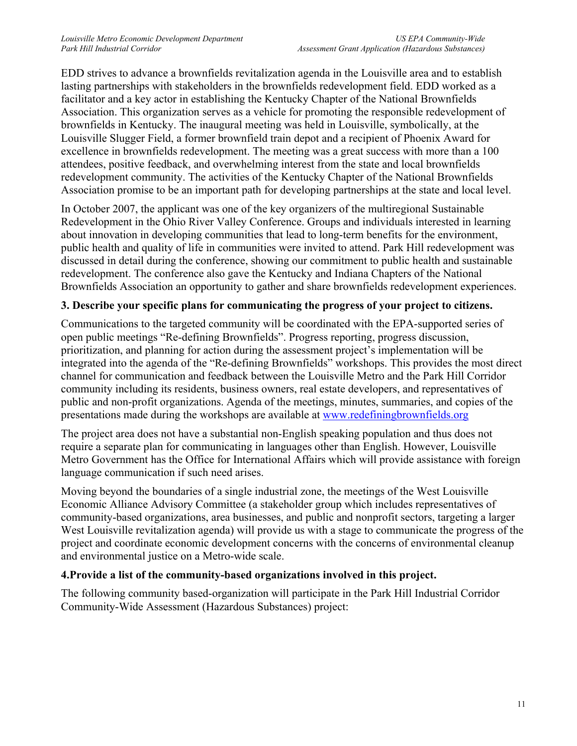EDD strives to advance a brownfields revitalization agenda in the Louisville area and to establish lasting partnerships with stakeholders in the brownfields redevelopment field. EDD worked as a facilitator and a key actor in establishing the Kentucky Chapter of the National Brownfields Association. This organization serves as a vehicle for promoting the responsible redevelopment of brownfields in Kentucky. The inaugural meeting was held in Louisville, symbolically, at the Louisville Slugger Field, a former brownfield train depot and a recipient of Phoenix Award for excellence in brownfields redevelopment. The meeting was a great success with more than a 100 attendees, positive feedback, and overwhelming interest from the state and local brownfields redevelopment community. The activities of the Kentucky Chapter of the National Brownfields Association promise to be an important path for developing partnerships at the state and local level.

In October 2007, the applicant was one of the key organizers of the multiregional Sustainable Redevelopment in the Ohio River Valley Conference. Groups and individuals interested in learning about innovation in developing communities that lead to long-term benefits for the environment, public health and quality of life in communities were invited to attend. Park Hill redevelopment was discussed in detail during the conference, showing our commitment to public health and sustainable redevelopment. The conference also gave the Kentucky and Indiana Chapters of the National Brownfields Association an opportunity to gather and share brownfields redevelopment experiences.

**3. Describe your specific plans for communicating the progress of your project to citizens.**

Communications to the targeted community will be coordinated with the EPA-supported series of open public meetings "Re-defining Brownfields". Progress reporting, progress discussion, prioritization, and planning for action during the assessment project's implementation will be integrated into the agenda of the "Re-defining Brownfields" workshops. This provides the most direct channel for communication and feedback between the Louisville Metro and the Park Hill Corridor community including its residents, business owners, real estate developers, and representatives of public and non-profit organizations. Agenda of the meetings, minutes, summaries, and copies of the presentations made during the workshops are available at www.redefiningbrownfields.org

The project area does not have a substantial non-English speaking population and thus does not require a separate plan for communicating in languages other than English. However, Louisville Metro Government has the Office for International Affairs which will provide assistance with foreign language communication if such need arises.

Moving beyond the boundaries of a single industrial zone, the meetings of the West Louisville Economic Alliance Advisory Committee (a stakeholder group which includes representatives of community-based organizations, area businesses, and public and nonprofit sectors, targeting a larger West Louisville revitalization agenda) will provide us with a stage to communicate the progress of the project and coordinate economic development concerns with the concerns of environmental cleanup and environmental justice on a Metro-wide scale.

**4.Provide a list of the community-based organizations involved in this project.**

The following community based-organization will participate in the Park Hill Industrial Corridor Community-Wide Assessment (Hazardous Substances) project: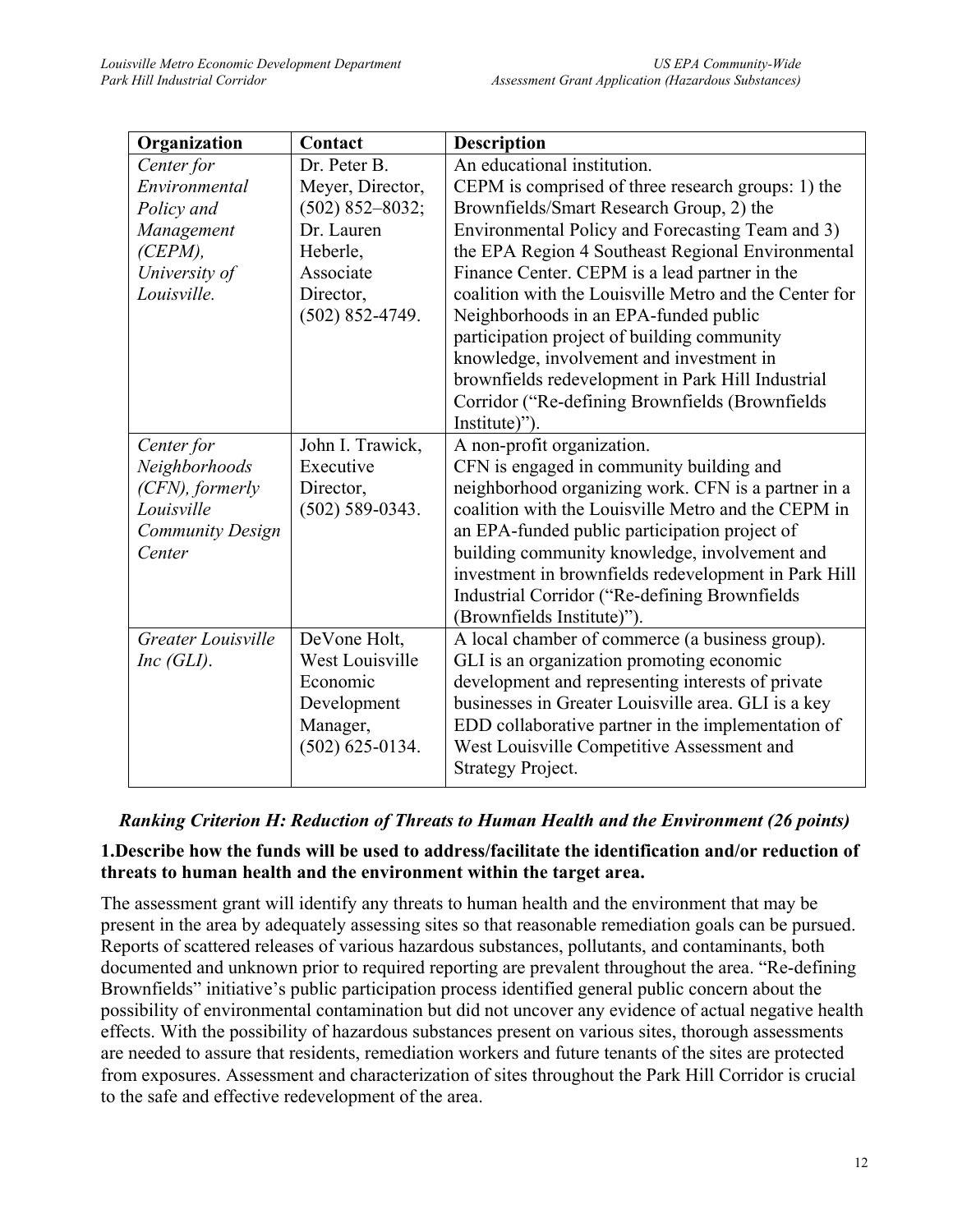| Organization | Contact | Description |
| --- | --- | --- |
| *Center for Environmental Policy and Management (CEPM), University of Louisville.* | Dr. Peter B. Meyer, Director, (502) 852–8032; Dr. Lauren Heberle, Associate Director, (502) 852-4749. | An educational institution. CEPM is comprised of three research groups: 1) the Brownfields/Smart Research Group, 2) the Environmental Policy and Forecasting Team and 3) the EPA Region 4 Southeast Regional Environmental Finance Center. CEPM is a lead partner in the coalition with the Louisville Metro and the Center for Neighborhoods in an EPA-funded public participation project of building community knowledge, involvement and investment in brownfields redevelopment in Park Hill Industrial Corridor ("Re-defining Brownfields (Brownfields Institute)"). |
| *Center for Neighborhoods (CFN), formerly Louisville Community Design Center* | John I. Trawick, Executive Director, (502) 589-0343. | A non-profit organization. CFN is engaged in community building and neighborhood organizing work. CFN is a partner in a coalition with the Louisville Metro and the CEPM in an EPA-funded public participation project of building community knowledge, involvement and investment in brownfields redevelopment in Park Hill Industrial Corridor ("Re-defining Brownfields (Brownfields Institute)"). |
| *Greater Louisville Inc (GLI).* | DeVone Holt, West Louisville Economic Development Manager, (502) 625-0134. | A local chamber of commerce (a business group). GLI is an organization promoting economic development and representing interests of private businesses in Greater Louisville area. GLI is a key EDD collaborative partner in the implementation of West Louisville Competitive Assessment and Strategy Project. |

### *Ranking Criterion H: Reduction of Threats to Human Health and the Environment (26 points)*

**1.Describe how the funds will be used to address/facilitate the identification and/or reduction of threats to human health and the environment within the target area.**

The assessment grant will identify any threats to human health and the environment that may be present in the area by adequately assessing sites so that reasonable remediation goals can be pursued. Reports of scattered releases of various hazardous substances, pollutants, and contaminants, both documented and unknown prior to required reporting are prevalent throughout the area. "Re-defining Brownfields" initiative's public participation process identified general public concern about the possibility of environmental contamination but did not uncover any evidence of actual negative health effects. With the possibility of hazardous substances present on various sites, thorough assessments are needed to assure that residents, remediation workers and future tenants of the sites are protected from exposures. Assessment and characterization of sites throughout the Park Hill Corridor is crucial to the safe and effective redevelopment of the area.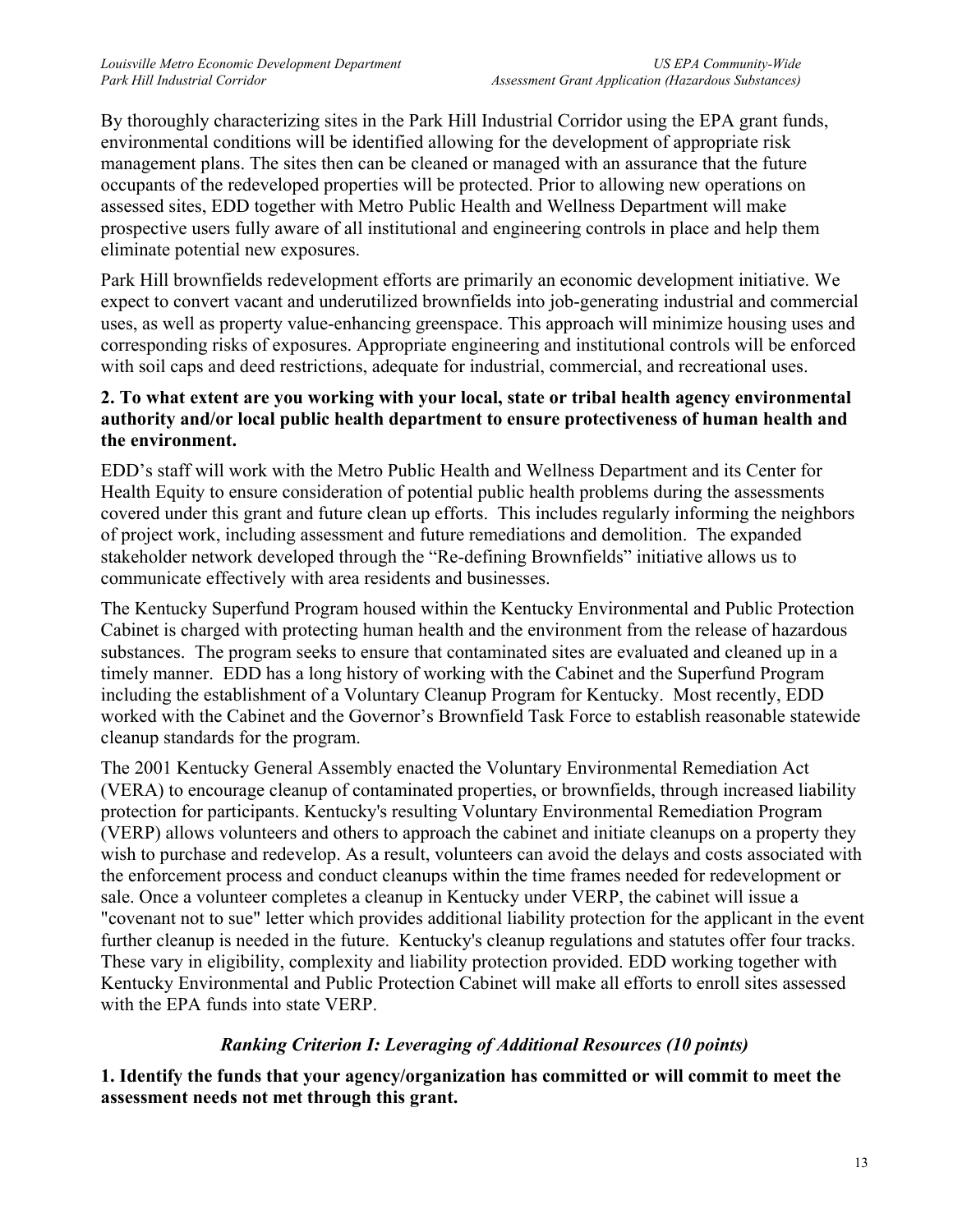By thoroughly characterizing sites in the Park Hill Industrial Corridor using the EPA grant funds, environmental conditions will be identified allowing for the development of appropriate risk management plans. The sites then can be cleaned or managed with an assurance that the future occupants of the redeveloped properties will be protected. Prior to allowing new operations on assessed sites, EDD together with Metro Public Health and Wellness Department will make prospective users fully aware of all institutional and engineering controls in place and help them eliminate potential new exposures.

Park Hill brownfields redevelopment efforts are primarily an economic development initiative. We expect to convert vacant and underutilized brownfields into job-generating industrial and commercial uses, as well as property value-enhancing greenspace. This approach will minimize housing uses and corresponding risks of exposures. Appropriate engineering and institutional controls will be enforced with soil caps and deed restrictions, adequate for industrial, commercial, and recreational uses.

**2. To what extent are you working with your local, state or tribal health agency environmental authority and/or local public health department to ensure protectiveness of human health and the environment.**

EDD's staff will work with the Metro Public Health and Wellness Department and its Center for Health Equity to ensure consideration of potential public health problems during the assessments covered under this grant and future clean up efforts. This includes regularly informing the neighbors of project work, including assessment and future remediations and demolition. The expanded stakeholder network developed through the "Re-defining Brownfields" initiative allows us to communicate effectively with area residents and businesses.

The Kentucky Superfund Program housed within the Kentucky Environmental and Public Protection Cabinet is charged with protecting human health and the environment from the release of hazardous substances. The program seeks to ensure that contaminated sites are evaluated and cleaned up in a timely manner. EDD has a long history of working with the Cabinet and the Superfund Program including the establishment of a Voluntary Cleanup Program for Kentucky. Most recently, EDD worked with the Cabinet and the Governor's Brownfield Task Force to establish reasonable statewide cleanup standards for the program.

The 2001 Kentucky General Assembly enacted the Voluntary Environmental Remediation Act (VERA) to encourage cleanup of contaminated properties, or brownfields, through increased liability protection for participants. Kentucky's resulting Voluntary Environmental Remediation Program (VERP) allows volunteers and others to approach the cabinet and initiate cleanups on a property they wish to purchase and redevelop. As a result, volunteers can avoid the delays and costs associated with the enforcement process and conduct cleanups within the time frames needed for redevelopment or sale. Once a volunteer completes a cleanup in Kentucky under VERP, the cabinet will issue a "covenant not to sue" letter which provides additional liability protection for the applicant in the event further cleanup is needed in the future. Kentucky's cleanup regulations and statutes offer four tracks. These vary in eligibility, complexity and liability protection provided. EDD working together with Kentucky Environmental and Public Protection Cabinet will make all efforts to enroll sites assessed with the EPA funds into state VERP.

### *Ranking Criterion I: Leveraging of Additional Resources (10 points)*

**1. Identify the funds that your agency/organization has committed or will commit to meet the assessment needs not met through this grant.**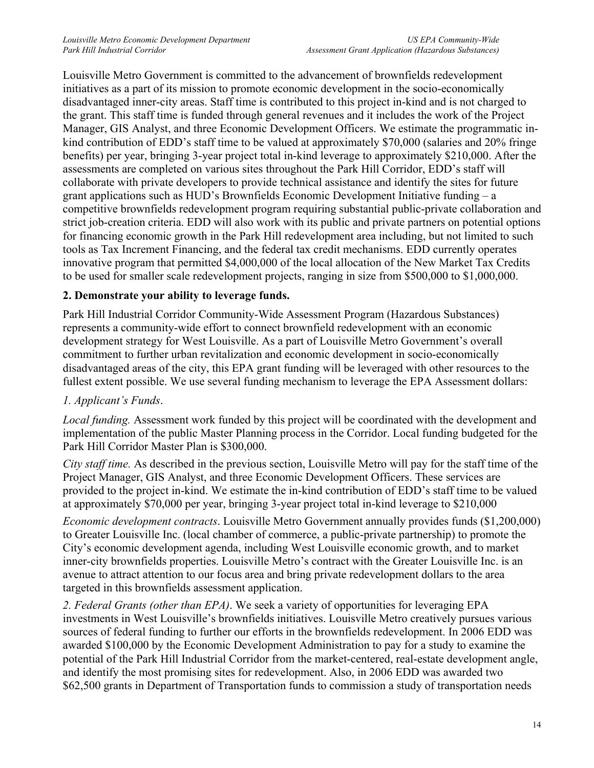Louisville Metro Government is committed to the advancement of brownfields redevelopment initiatives as a part of its mission to promote economic development in the socio-economically disadvantaged inner-city areas. Staff time is contributed to this project in-kind and is not charged to the grant. This staff time is funded through general revenues and it includes the work of the Project Manager, GIS Analyst, and three Economic Development Officers. We estimate the programmatic in-kind contribution of EDD's staff time to be valued at approximately $70,000 (salaries and 20% fringe benefits) per year, bringing 3-year project total in-kind leverage to approximately $210,000. After the assessments are completed on various sites throughout the Park Hill Corridor, EDD's staff will collaborate with private developers to provide technical assistance and identify the sites for future grant applications such as HUD's Brownfields Economic Development Initiative funding – a competitive brownfields redevelopment program requiring substantial public-private collaboration and strict job-creation criteria. EDD will also work with its public and private partners on potential options for financing economic growth in the Park Hill redevelopment area including, but not limited to such tools as Tax Increment Financing, and the federal tax credit mechanisms. EDD currently operates innovative program that permitted $4,000,000 of the local allocation of the New Market Tax Credits to be used for smaller scale redevelopment projects, ranging in size from $500,000 to $1,000,000.

**2. Demonstrate your ability to leverage funds.**

Park Hill Industrial Corridor Community-Wide Assessment Program (Hazardous Substances) represents a community-wide effort to connect brownfield redevelopment with an economic development strategy for West Louisville. As a part of Louisville Metro Government's overall commitment to further urban revitalization and economic development in socio-economically disadvantaged areas of the city, this EPA grant funding will be leveraged with other resources to the fullest extent possible. We use several funding mechanism to leverage the EPA Assessment dollars:

*1. Applicant's Funds*.

*Local funding.* Assessment work funded by this project will be coordinated with the development and implementation of the public Master Planning process in the Corridor. Local funding budgeted for the Park Hill Corridor Master Plan is $300,000.

*City staff time.* As described in the previous section, Louisville Metro will pay for the staff time of the Project Manager, GIS Analyst, and three Economic Development Officers. These services are provided to the project in-kind. We estimate the in-kind contribution of EDD's staff time to be valued at approximately $70,000 per year, bringing 3-year project total in-kind leverage to $210,000

*Economic development contracts*. Louisville Metro Government annually provides funds ($1,200,000) to Greater Louisville Inc. (local chamber of commerce, a public-private partnership) to promote the City's economic development agenda, including West Louisville economic growth, and to market inner-city brownfields properties. Louisville Metro's contract with the Greater Louisville Inc. is an avenue to attract attention to our focus area and bring private redevelopment dollars to the area targeted in this brownfields assessment application.

*2. Federal Grants (other than EPA)*. We seek a variety of opportunities for leveraging EPA investments in West Louisville's brownfields initiatives. Louisville Metro creatively pursues various sources of federal funding to further our efforts in the brownfields redevelopment. In 2006 EDD was awarded $100,000 by the Economic Development Administration to pay for a study to examine the potential of the Park Hill Industrial Corridor from the market-centered, real-estate development angle, and identify the most promising sites for redevelopment. Also, in 2006 EDD was awarded two $62,500 grants in Department of Transportation funds to commission a study of transportation needs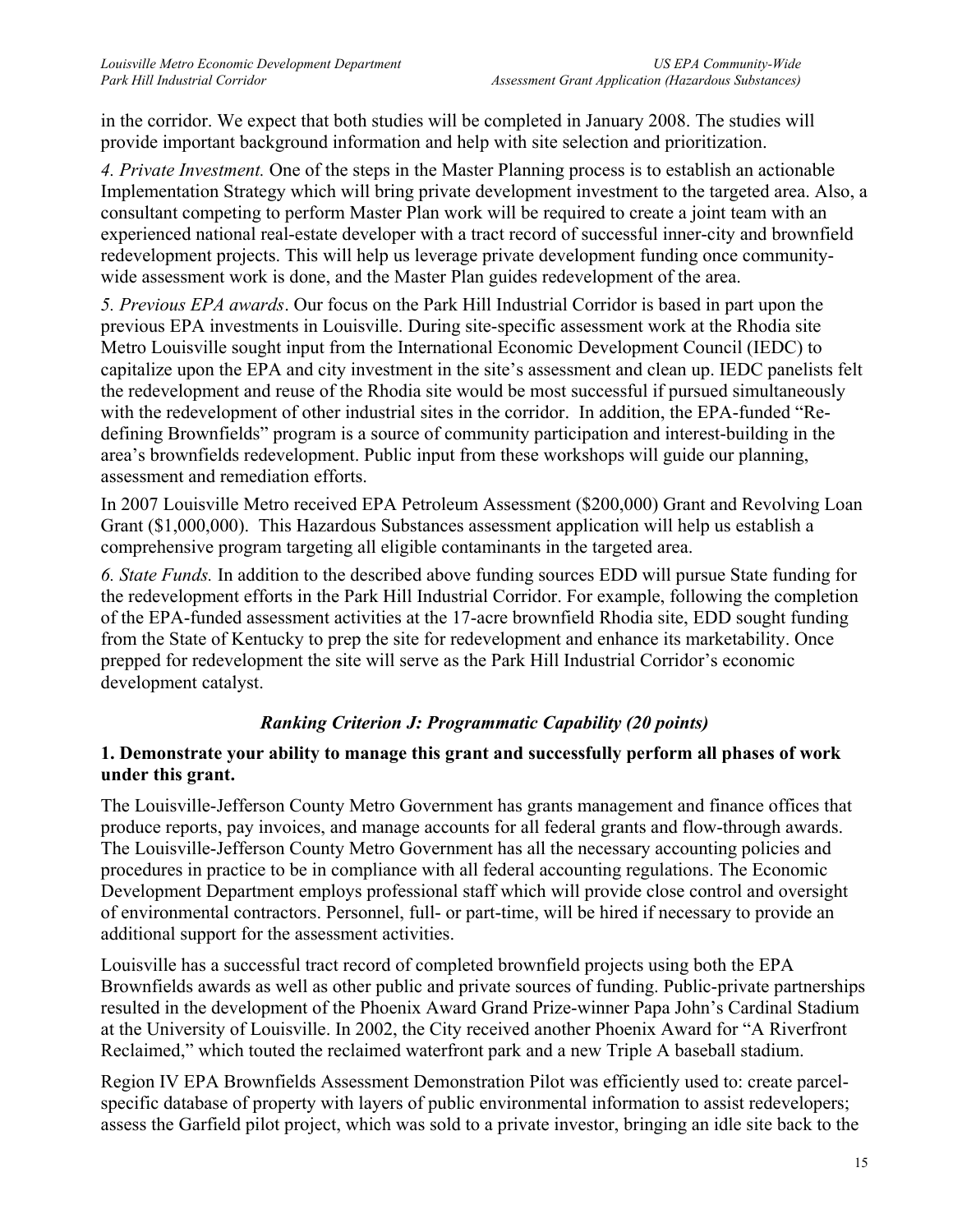in the corridor. We expect that both studies will be completed in January 2008. The studies will provide important background information and help with site selection and prioritization.

*4. Private Investment.* One of the steps in the Master Planning process is to establish an actionable Implementation Strategy which will bring private development investment to the targeted area. Also, a consultant competing to perform Master Plan work will be required to create a joint team with an experienced national real-estate developer with a tract record of successful inner-city and brownfield redevelopment projects. This will help us leverage private development funding once community-wide assessment work is done, and the Master Plan guides redevelopment of the area.

*5. Previous EPA awards*. Our focus on the Park Hill Industrial Corridor is based in part upon the previous EPA investments in Louisville. During site-specific assessment work at the Rhodia site Metro Louisville sought input from the International Economic Development Council (IEDC) to capitalize upon the EPA and city investment in the site's assessment and clean up. IEDC panelists felt the redevelopment and reuse of the Rhodia site would be most successful if pursued simultaneously with the redevelopment of other industrial sites in the corridor. In addition, the EPA-funded "Re-defining Brownfields" program is a source of community participation and interest-building in the area's brownfields redevelopment. Public input from these workshops will guide our planning, assessment and remediation efforts.

In 2007 Louisville Metro received EPA Petroleum Assessment ($200,000) Grant and Revolving Loan Grant ($1,000,000). This Hazardous Substances assessment application will help us establish a comprehensive program targeting all eligible contaminants in the targeted area.

*6. State Funds.* In addition to the described above funding sources EDD will pursue State funding for the redevelopment efforts in the Park Hill Industrial Corridor. For example, following the completion of the EPA-funded assessment activities at the 17-acre brownfield Rhodia site, EDD sought funding from the State of Kentucky to prep the site for redevelopment and enhance its marketability. Once prepped for redevelopment the site will serve as the Park Hill Industrial Corridor's economic development catalyst.

### *Ranking Criterion J: Programmatic Capability (20 points)*

**1. Demonstrate your ability to manage this grant and successfully perform all phases of work under this grant.**

The Louisville-Jefferson County Metro Government has grants management and finance offices that produce reports, pay invoices, and manage accounts for all federal grants and flow-through awards. The Louisville-Jefferson County Metro Government has all the necessary accounting policies and procedures in practice to be in compliance with all federal accounting regulations. The Economic Development Department employs professional staff which will provide close control and oversight of environmental contractors. Personnel, full- or part-time, will be hired if necessary to provide an additional support for the assessment activities.

Louisville has a successful tract record of completed brownfield projects using both the EPA Brownfields awards as well as other public and private sources of funding. Public-private partnerships resulted in the development of the Phoenix Award Grand Prize-winner Papa John's Cardinal Stadium at the University of Louisville. In 2002, the City received another Phoenix Award for "A Riverfront Reclaimed," which touted the reclaimed waterfront park and a new Triple A baseball stadium.

Region IV EPA Brownfields Assessment Demonstration Pilot was efficiently used to: create parcel-specific database of property with layers of public environmental information to assist redevelopers; assess the Garfield pilot project, which was sold to a private investor, bringing an idle site back to the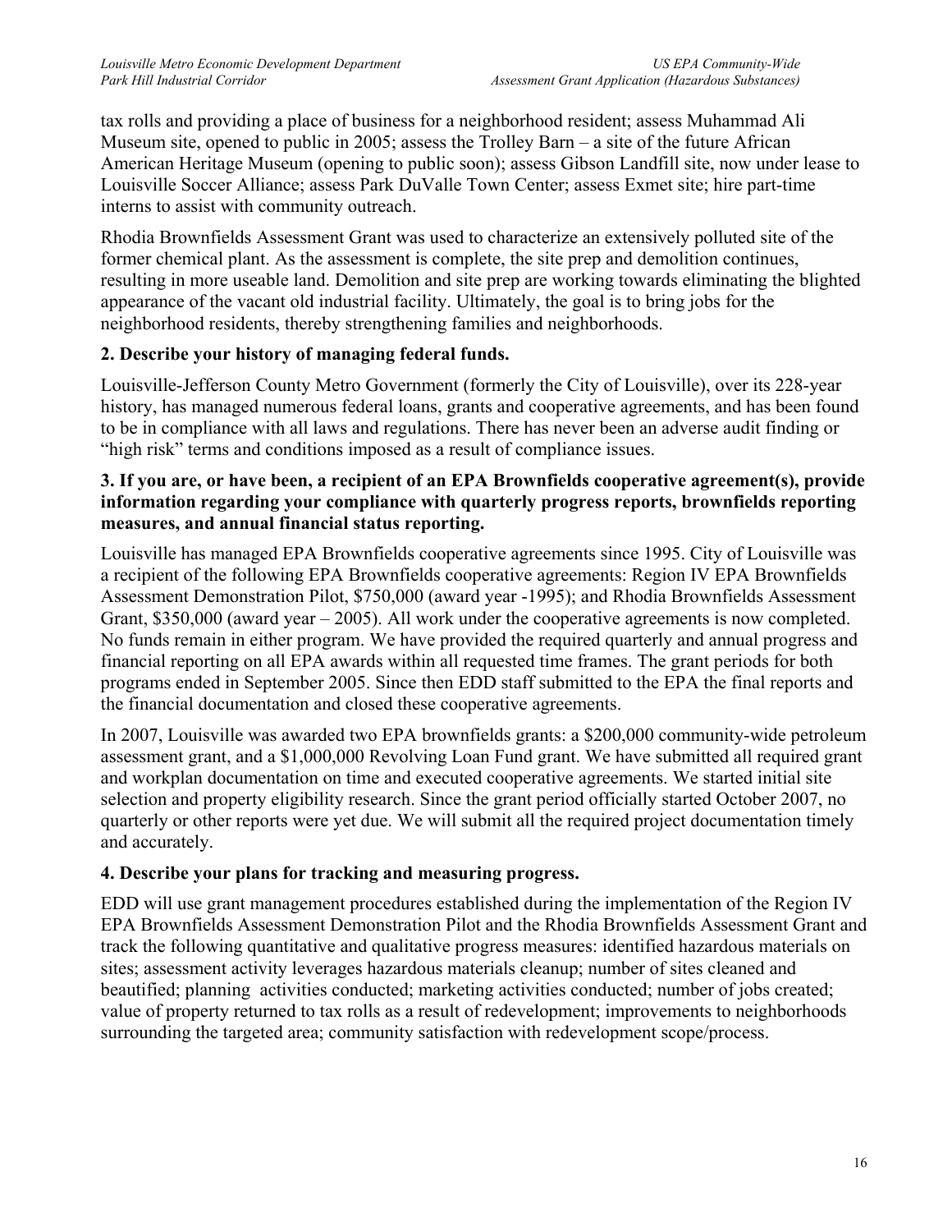tax rolls and providing a place of business for a neighborhood resident; assess Muhammad Ali Museum site, opened to public in 2005; assess the Trolley Barn – a site of the future African American Heritage Museum (opening to public soon); assess Gibson Landfill site, now under lease to Louisville Soccer Alliance; assess Park DuValle Town Center; assess Exmet site; hire part-time interns to assist with community outreach.

Rhodia Brownfields Assessment Grant was used to characterize an extensively polluted site of the former chemical plant. As the assessment is complete, the site prep and demolition continues, resulting in more useable land. Demolition and site prep are working towards eliminating the blighted appearance of the vacant old industrial facility. Ultimately, the goal is to bring jobs for the neighborhood residents, thereby strengthening families and neighborhoods.

**2. Describe your history of managing federal funds.**

Louisville-Jefferson County Metro Government (formerly the City of Louisville), over its 228-year history, has managed numerous federal loans, grants and cooperative agreements, and has been found to be in compliance with all laws and regulations. There has never been an adverse audit finding or "high risk" terms and conditions imposed as a result of compliance issues.

**3. If you are, or have been, a recipient of an EPA Brownfields cooperative agreement(s), provide information regarding your compliance with quarterly progress reports, brownfields reporting measures, and annual financial status reporting.**

Louisville has managed EPA Brownfields cooperative agreements since 1995. City of Louisville was a recipient of the following EPA Brownfields cooperative agreements: Region IV EPA Brownfields Assessment Demonstration Pilot, $750,000 (award year -1995); and Rhodia Brownfields Assessment Grant, $350,000 (award year – 2005). All work under the cooperative agreements is now completed. No funds remain in either program. We have provided the required quarterly and annual progress and financial reporting on all EPA awards within all requested time frames. The grant periods for both programs ended in September 2005. Since then EDD staff submitted to the EPA the final reports and the financial documentation and closed these cooperative agreements.

In 2007, Louisville was awarded two EPA brownfields grants: a $200,000 community-wide petroleum assessment grant, and a $1,000,000 Revolving Loan Fund grant. We have submitted all required grant and workplan documentation on time and executed cooperative agreements. We started initial site selection and property eligibility research. Since the grant period officially started October 2007, no quarterly or other reports were yet due. We will submit all the required project documentation timely and accurately.

**4. Describe your plans for tracking and measuring progress.**

EDD will use grant management procedures established during the implementation of the Region IV EPA Brownfields Assessment Demonstration Pilot and the Rhodia Brownfields Assessment Grant and track the following quantitative and qualitative progress measures: identified hazardous materials on sites; assessment activity leverages hazardous materials cleanup; number of sites cleaned and beautified; planning activities conducted; marketing activities conducted; number of jobs created; value of property returned to tax rolls as a result of redevelopment; improvements to neighborhoods surrounding the targeted area; community satisfaction with redevelopment scope/process.